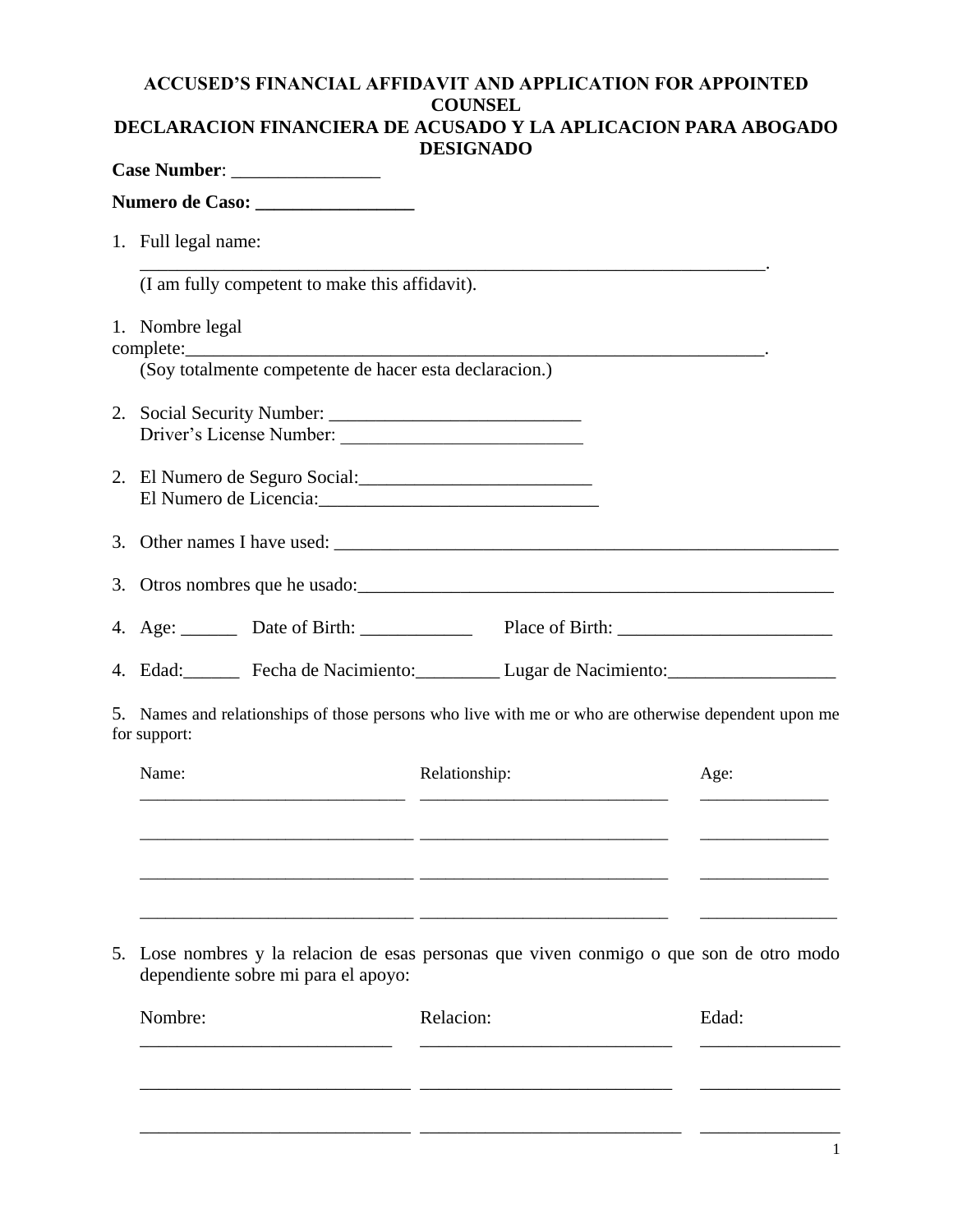# ACCUSED'S FINANCIAL AFFIDAVIT AND APPLICATION FOR APPOINTED COUNSEL

# DECLARACION FINANCIERA DE ACUSADO Y LA APLICACION PARA ABOGADO DESIGNADO

**Case Number**: ________________

**Numero de Caso: _________________**

1. Full legal name: ___________________________________________________________________________.
   (I am fully competent to make this affidavit).

1. Nombre legal complete:_____________________________________________________________________.
   (Soy totalmente competente de hacer esta declaracion.)

2. Social Security Number: ___________________________
   Driver's License Number: __________________________

2. El Numero de Seguro Social:_________________________
   El Numero de Licencia:______________________________

3. Other names I have used: _________________________________________________________

3. Otros nombres que he usado:______________________________________________________

4. Age: ______ Date of Birth: ____________ Place of Birth: _______________________

4. Edad:______ Fecha de Nacimiento:_________ Lugar de Nacimiento:__________________

5. Names and relationships of those persons who live with me or who are otherwise dependent upon me for support:

| Name: | Relationship: | Age: |
| --- | --- | --- |
| ______________________________ | ____________________________ | ______________ |
| ______________________________ | ____________________________ | ______________ |
| ______________________________ | ____________________________ | ______________ |
| ______________________________ | ____________________________ | ______________ |

5. Lose nombres y la relacion de esas personas que viven conmigo o que son de otro modo dependiente sobre mi para el apoyo:

| Nombre: | Relacion: | Edad: |
| --- | --- | --- |
| ____________________________ | ____________________________ | _______________ |
| ____________________________ | ____________________________ | _______________ |
| ____________________________ | ____________________________ | _______________ |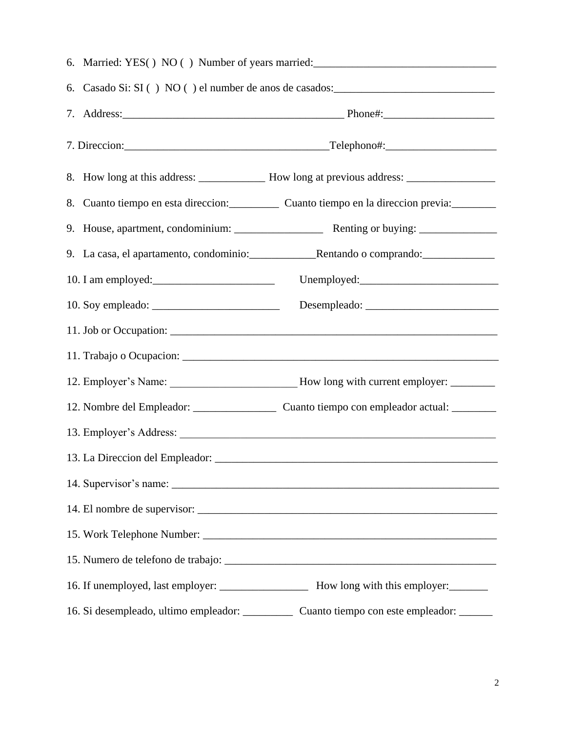6. Married: YES( ) NO ( ) Number of years married:_________________________________

6. Casado Si: SI ( ) NO ( ) el number de anos de casados:_____________________________

7. Address:________________________________________ Phone#:____________________

7. Direccion:_____________________________________Telephono#:____________________

8. How long at this address: ____________ How long at previous address: ________________

8. Cuanto tiempo en esta direccion:_________ Cuanto tiempo en la direccion previa:________

9. House, apartment, condominium: ________________ Renting or buying: ______________

9. La casa, el apartamento, condominio:____________Rentando o comprando:_____________

10. I am employed:______________________ Unemployed:_________________________

10. Soy empleado: _______________________ Desempleado: ________________________

11. Job or Occupation: ____________________________________________________________

11. Trabajo o Ocupacion: ___________________________________________________________

12. Employer's Name: _______________________ How long with current employer: ________

12. Nombre del Empleador: _______________ Cuanto tiempo con empleador actual: ________

13. Employer's Address: ___________________________________________________________

13. La Direccion del Empleador: ____________________________________________________

14. Supervisor's name: _____________________________________________________________

14. El nombre de supervisor: ________________________________________________________

15. Work Telephone Number: _______________________________________________________

15. Numero de telefono de trabajo: __________________________________________________

16. If unemployed, last employer: ________________ How long with this employer:_______

16. Si desempleado, ultimo empleador: _________ Cuanto tiempo con este empleador: ______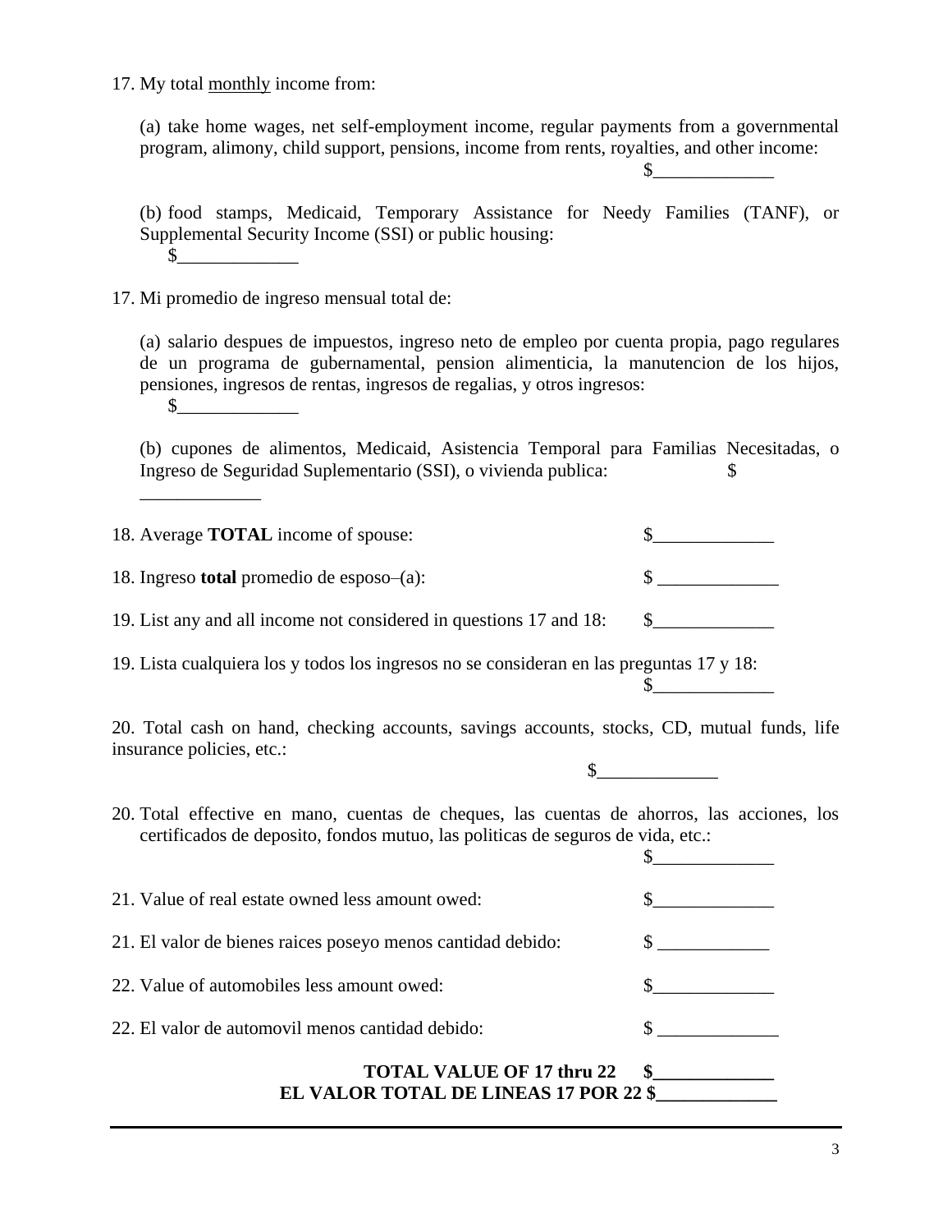17. My total <u>monthly</u> income from:

(a) take home wages, net self-employment income, regular payments from a governmental program, alimony, child support, pensions, income from rents, royalties, and other income: $_____________

(b) food stamps, Medicaid, Temporary Assistance for Needy Families (TANF), or Supplemental Security Income (SSI) or public housing: $_____________

17. Mi promedio de ingreso mensual total de:

(a) salario despues de impuestos, ingreso neto de empleo por cuenta propia, pago regulares de un programa de gubernamental, pension alimenticia, la manutencion de los hijos, pensiones, ingresos de rentas, ingresos de regalias, y otros ingresos: $_____________

(b) cupones de alimentos, Medicaid, Asistencia Temporal para Familias Necesitadas, o Ingreso de Seguridad Suplementario (SSI), o vivienda publica: $ _____________

18. Average **TOTAL** income of spouse: $_____________

18. Ingreso **total** promedio de esposo–(a): $ _____________

19. List any and all income not considered in questions 17 and 18: $_____________

19. Lista cualquiera los y todos los ingresos no se consideran en las preguntas 17 y 18: $_____________

20. Total cash on hand, checking accounts, savings accounts, stocks, CD, mutual funds, life insurance policies, etc.: $_____________

20. Total effective en mano, cuentas de cheques, las cuentas de ahorros, las acciones, los certificados de deposito, fondos mutuo, las politicas de seguros de vida, etc.: $_____________

21. Value of real estate owned less amount owed: $_____________

21. El valor de bienes raices poseyo menos cantidad debido: $ ____________

22. Value of automobiles less amount owed: $_____________

22. El valor de automovil menos cantidad debido: $ _____________

**TOTAL VALUE OF 17 thru 22 $_____________**

**EL VALOR TOTAL DE LINEAS 17 POR 22 $_____________**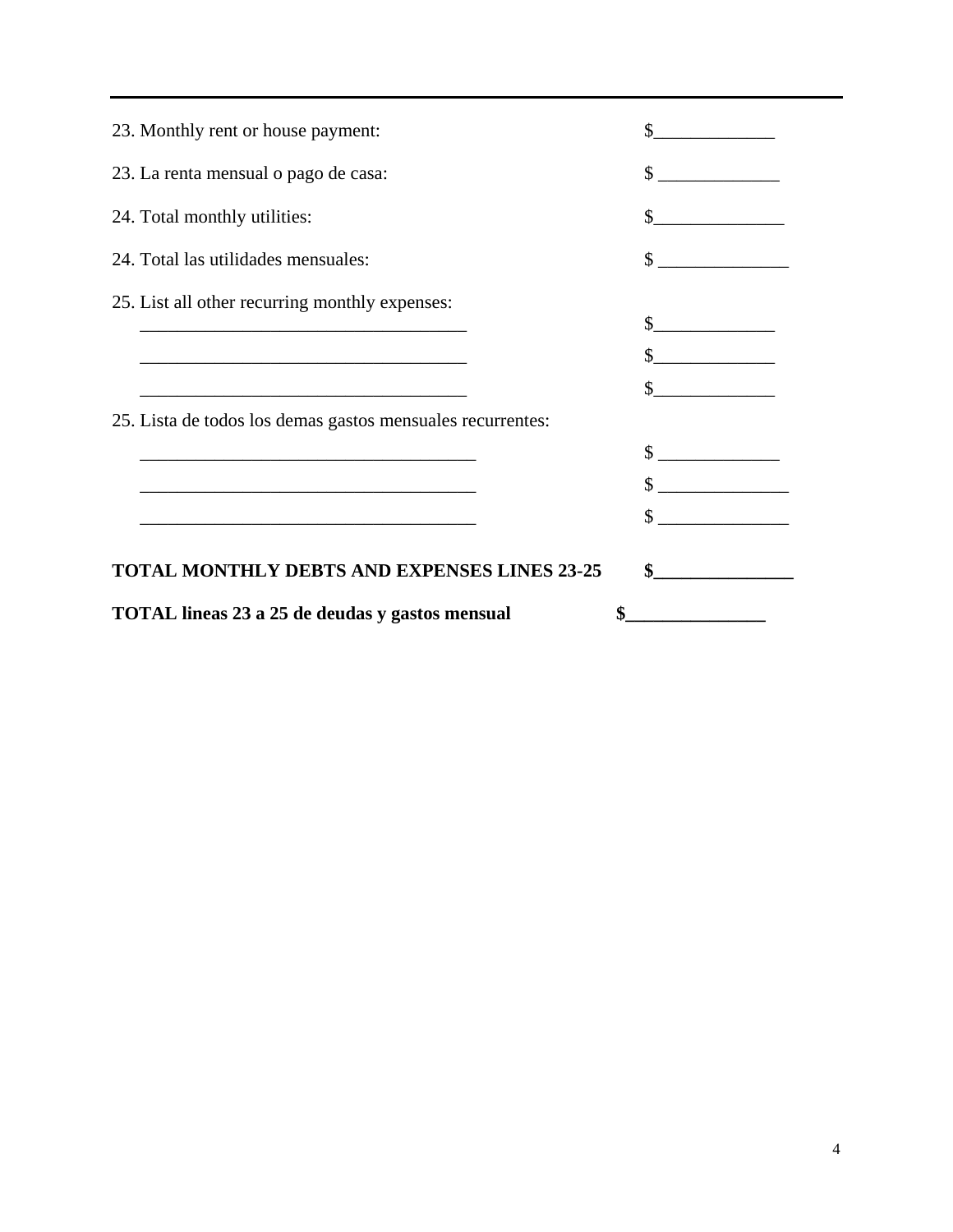---

23. Monthly rent or house payment: $_____________

23. La renta mensual o pago de casa: $ _____________

24. Total monthly utilities: $______________

24. Total las utilidades mensuales: $ ______________

25. List all other recurring monthly expenses:

____________________________________ $_____________

____________________________________ $_____________

____________________________________ $_____________

25. Lista de todos los demas gastos mensuales recurrentes:

_____________________________________ $ _____________

_____________________________________ $ ______________

_____________________________________ $ ______________

**TOTAL MONTHLY DEBTS AND EXPENSES LINES 23-25** **$_______________**

**TOTAL lineas 23 a 25 de deudas y gastos mensual** **$_______________**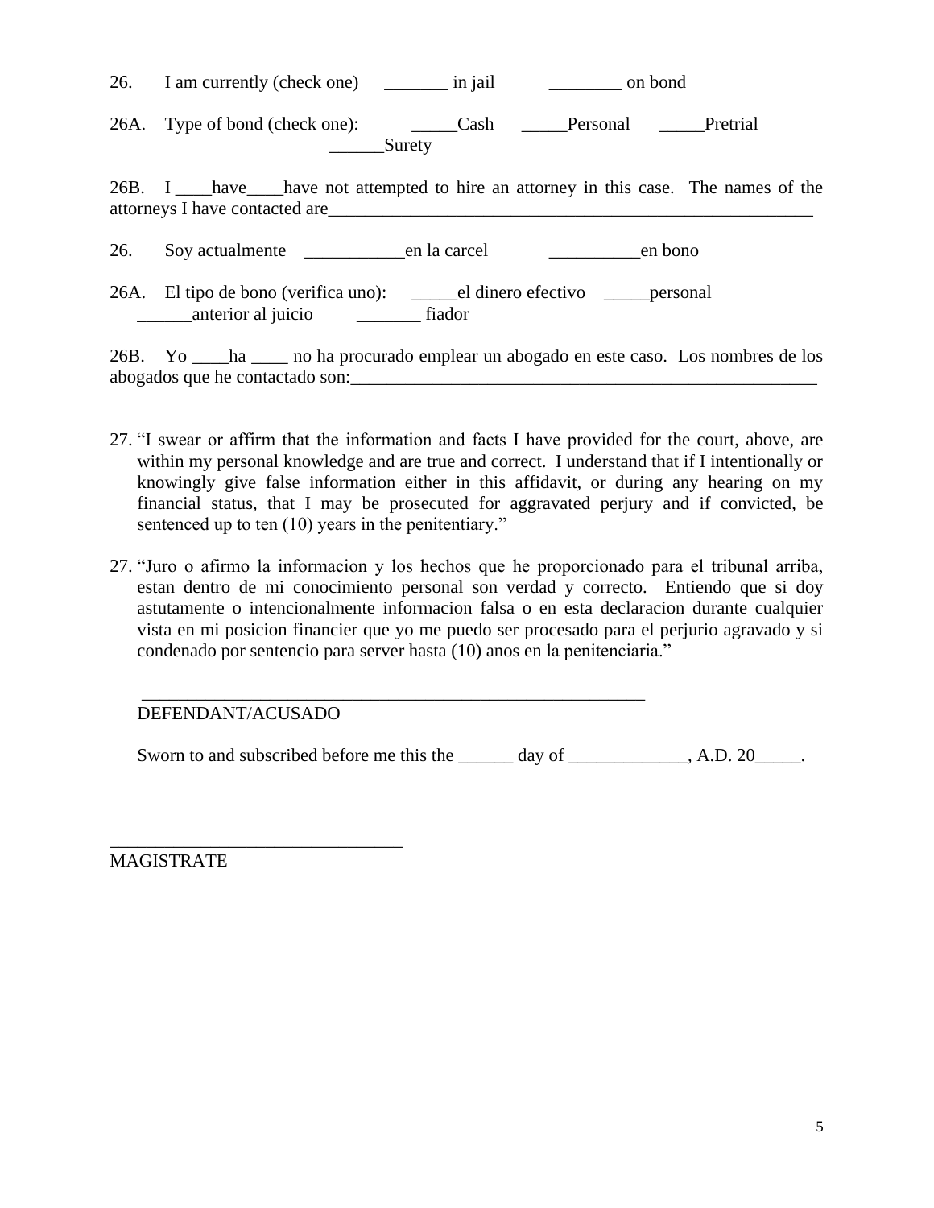26. I am currently (check one) _______ in jail ________ on bond

26A. Type of bond (check one): _____Cash _____Personal _____Pretrial ______Surety

26B. I ____have____have not attempted to hire an attorney in this case. The names of the attorneys I have contacted are_______________________________________________________

26. Soy actualmente ___________en la carcel __________en bono

26A. El tipo de bono (verifica uno): _____el dinero efectivo _____personal ______anterior al juicio _______ fiador

26B. Yo ____ha ____ no ha procurado emplear un abogado en este caso. Los nombres de los abogados que he contactado son:_____________________________________________________

27. "I swear or affirm that the information and facts I have provided for the court, above, are within my personal knowledge and are true and correct. I understand that if I intentionally or knowingly give false information either in this affidavit, or during any hearing on my financial status, that I may be prosecuted for aggravated perjury and if convicted, be sentenced up to ten (10) years in the penitentiary."

27. "Juro o afirmo la informacion y los hechos que he proporcionado para el tribunal arriba, estan dentro de mi conocimiento personal son verdad y correcto. Entiendo que si doy astutamente o intencionalmente informacion falsa o en esta declaracion durante cualquier vista en mi posicion financier que yo me puedo ser procesado para el perjurio agravado y si condenado por sentencio para server hasta (10) anos en la penitenciaria."

__________________________________________________________

DEFENDANT/ACUSADO

Sworn to and subscribed before me this the ______ day of _____________, A.D. 20_____.

_______________________________

MAGISTRATE